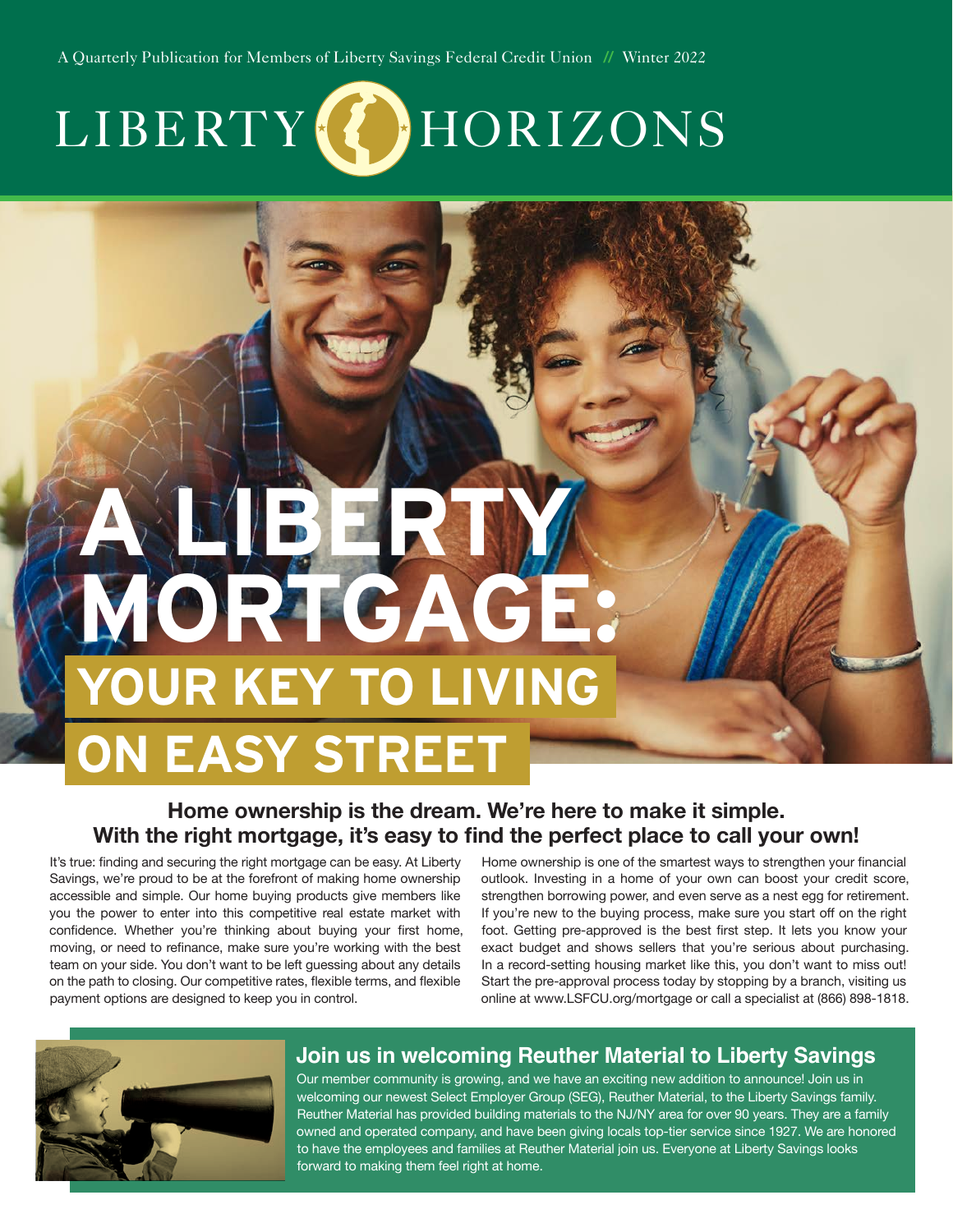A Quarterly Publication for Members of Liberty Savings Federal Credit Union // Winter 2022

# LIBERTY HORIZONS

# A LIBERTY MORTGAGE: YOUR KEY TO LIVING ON EASY STREET

### Home ownership is the dream. We're here to make it simple. With the right mortgage, it's easy to find the perfect place to call your own!

It's true: finding and securing the right mortgage can be easy. At Liberty Savings, we're proud to be at the forefront of making home ownership accessible and simple. Our home buying products give members like you the power to enter into this competitive real estate market with confidence. Whether you're thinking about buying your first home, moving, or need to refinance, make sure you're working with the best team on your side. You don't want to be left guessing about any details on the path to closing. Our competitive rates, flexible terms, and flexible payment options are designed to keep you in control.

Home ownership is one of the smartest ways to strengthen your financial outlook. Investing in a home of your own can boost your credit score, strengthen borrowing power, and even serve as a nest egg for retirement. If you're new to the buying process, make sure you start off on the right foot. Getting pre-approved is the best first step. It lets you know your exact budget and shows sellers that you're serious about purchasing. In a record-setting housing market like this, you don't want to miss out! Start the pre-approval process today by stopping by a branch, visiting us online at www.LSFCU.org/mortgage or call a specialist at (866) 898-1818.

## Join us in welcoming Reuther Material to Liberty Savings

Our member community is growing, and we have an exciting new addition to announce! Join us in welcoming our newest Select Employer Group (SEG), Reuther Material, to the Liberty Savings family. Reuther Material has provided building materials to the NJ/NY area for over 90 years. They are a family owned and operated company, and have been giving locals top-tier service since 1927. We are honored to have the employees and families at Reuther Material join us. Everyone at Liberty Savings looks forward to making them feel right at home.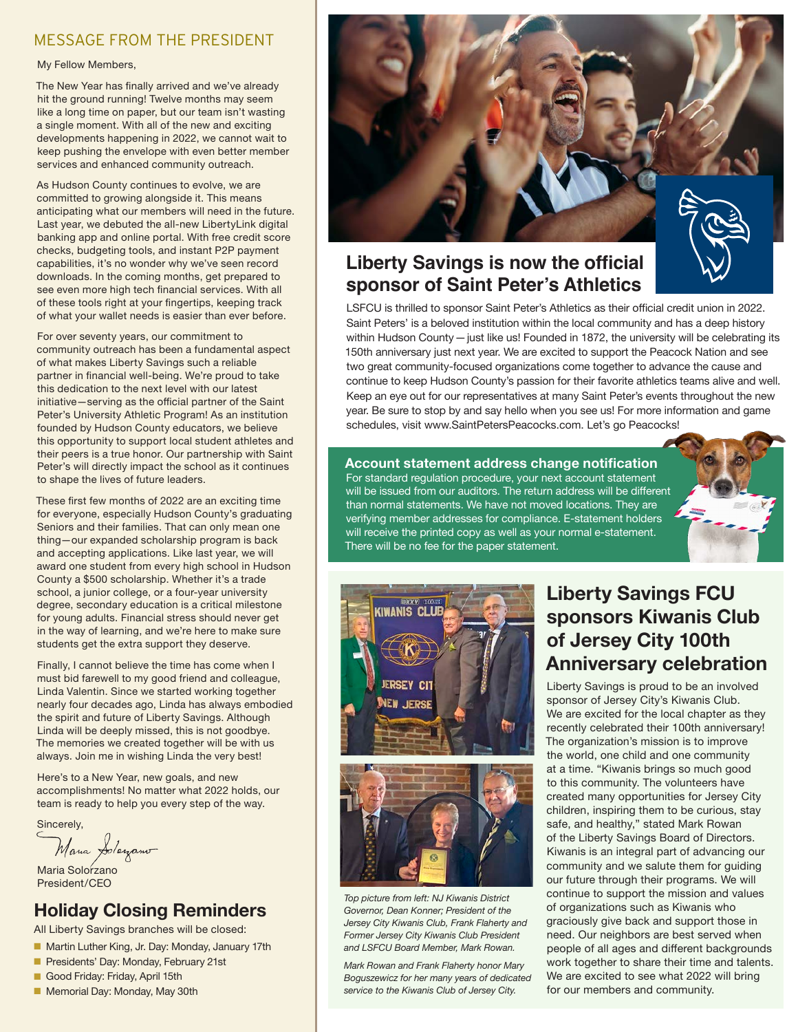## MESSAGE FROM THE PRESIDENT

My Fellow Members,

The New Year has finally arrived and we've already hit the ground running! Twelve months may seem like a long time on paper, but our team isn't wasting a single moment. With all of the new and exciting developments happening in 2022, we cannot wait to keep pushing the envelope with even better member services and enhanced community outreach.

As Hudson County continues to evolve, we are committed to growing alongside it. This means anticipating what our members will need in the future. Last year, we debuted the all-new LibertyLink digital banking app and online portal. With free credit score checks, budgeting tools, and instant P2P payment capabilities, it's no wonder why we've seen record downloads. In the coming months, get prepared to see even more high tech financial services. With all of these tools right at your fingertips, keeping track of what your wallet needs is easier than ever before.

For over seventy years, our commitment to community outreach has been a fundamental aspect of what makes Liberty Savings such a reliable partner in financial well-being. We're proud to take this dedication to the next level with our latest initiative—serving as the official partner of the Saint Peter's University Athletic Program! As an institution founded by Hudson County educators, we believe this opportunity to support local student athletes and their peers is a true honor. Our partnership with Saint Peter's will directly impact the school as it continues to shape the lives of future leaders.

These first few months of 2022 are an exciting time for everyone, especially Hudson County's graduating Seniors and their families. That can only mean one thing—our expanded scholarship program is back and accepting applications. Like last year, we will award one student from every high school in Hudson County a $500 scholarship. Whether it's a trade school, a junior college, or a four-year university degree, secondary education is a critical milestone for young adults. Financial stress should never get in the way of learning, and we're here to make sure students get the extra support they deserve.

Finally, I cannot believe the time has come when I must bid farewell to my good friend and colleague, Linda Valentin. Since we started working together nearly four decades ago, Linda has always embodied the spirit and future of Liberty Savings. Although Linda will be deeply missed, this is not goodbye. The memories we created together will be with us always. Join me in wishing Linda the very best!

Here's to a New Year, new goals, and new accomplishments! No matter what 2022 holds, our team is ready to help you every step of the way.

Sincerely,

Maria Solorzano
President/CEO

## Holiday Closing Reminders

All Liberty Savings branches will be closed:

- Martin Luther King, Jr. Day: Monday, January 17th
- Presidents' Day: Monday, February 21st
- Good Friday: Friday, April 15th
- Memorial Day: Monday, May 30th

## Liberty Savings is now the official sponsor of Saint Peter's Athletics

LSFCU is thrilled to sponsor Saint Peter's Athletics as their official credit union in 2022. Saint Peters' is a beloved institution within the local community and has a deep history within Hudson County — just like us! Founded in 1872, the university will be celebrating its 150th anniversary just next year. We are excited to support the Peacock Nation and see two great community-focused organizations come together to advance the cause and continue to keep Hudson County's passion for their favorite athletics teams alive and well. Keep an eye out for our representatives at many Saint Peter's events throughout the new year. Be sure to stop by and say hello when you see us! For more information and game schedules, visit www.SaintPetersPeacocks.com. Let's go Peacocks!

### Account statement address change notification

For standard regulation procedure, your next account statement will be issued from our auditors. The return address will be different than normal statements. We have not moved locations. They are verifying member addresses for compliance. E-statement holders will receive the printed copy as well as your normal e-statement. There will be no fee for the paper statement.

## Liberty Savings FCU sponsors Kiwanis Club of Jersey City 100th Anniversary celebration

*Top picture from left: NJ Kiwanis District Governor, Dean Konner; President of the Jersey City Kiwanis Club, Frank Flaherty and Former Jersey City Kiwanis Club President and LSFCU Board Member, Mark Rowan.*

*Mark Rowan and Frank Flaherty honor Mary Boguszewicz for her many years of dedicated service to the Kiwanis Club of Jersey City.*

Liberty Savings is proud to be an involved sponsor of Jersey City's Kiwanis Club. We are excited for the local chapter as they recently celebrated their 100th anniversary! The organization's mission is to improve the world, one child and one community at a time. "Kiwanis brings so much good to this community. The volunteers have created many opportunities for Jersey City children, inspiring them to be curious, stay safe, and healthy," stated Mark Rowan of the Liberty Savings Board of Directors. Kiwanis is an integral part of advancing our community and we salute them for guiding our future through their programs. We will continue to support the mission and values of organizations such as Kiwanis who graciously give back and support those in need. Our neighbors are best served when people of all ages and different backgrounds work together to share their time and talents. We are excited to see what 2022 will bring for our members and community.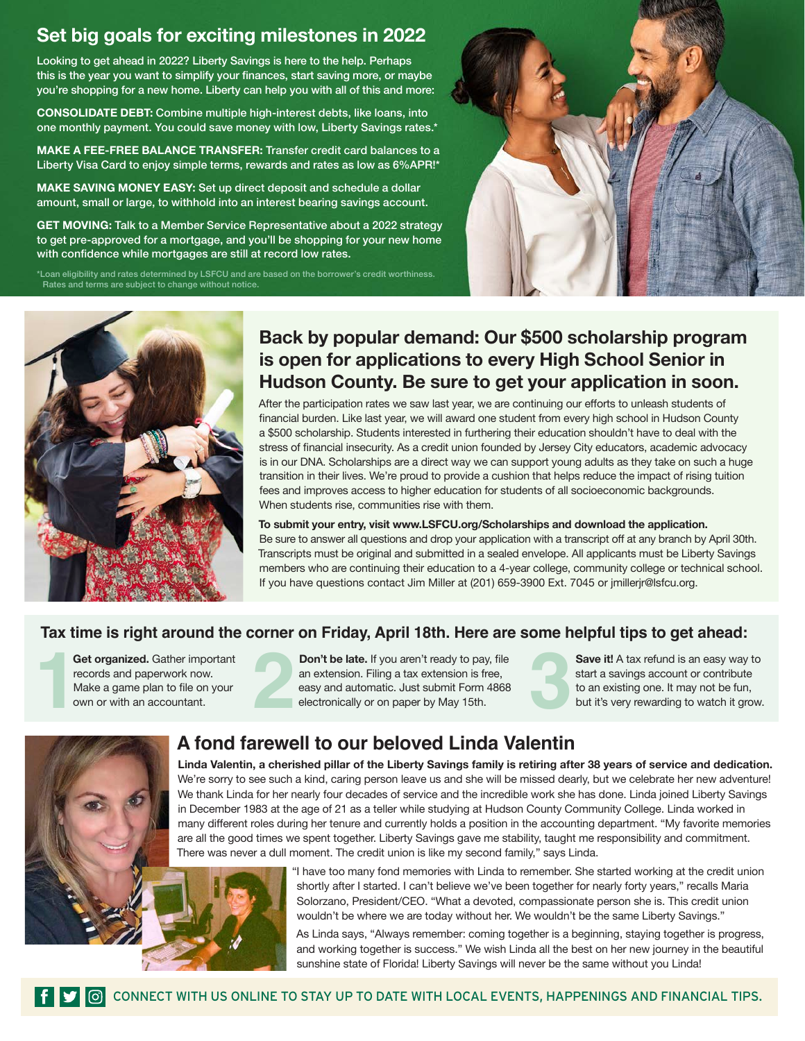## Set big goals for exciting milestones in 2022

Looking to get ahead in 2022? Liberty Savings is here to the help. Perhaps this is the year you want to simplify your finances, start saving more, or maybe you're shopping for a new home. Liberty can help you with all of this and more:

**CONSOLIDATE DEBT:** Combine multiple high-interest debts, like loans, into one monthly payment. You could save money with low, Liberty Savings rates.*

**MAKE A FEE-FREE BALANCE TRANSFER:** Transfer credit card balances to a Liberty Visa Card to enjoy simple terms, rewards and rates as low as 6%APR!*

**MAKE SAVING MONEY EASY:** Set up direct deposit and schedule a dollar amount, small or large, to withhold into an interest bearing savings account.

**GET MOVING:** Talk to a Member Service Representative about a 2022 strategy to get pre-approved for a mortgage, and you'll be shopping for your new home with confidence while mortgages are still at record low rates.

*Loan eligibility and rates determined by LSFCU and are based on the borrower's credit worthiness. Rates and terms are subject to change without notice.

## Back by popular demand: Our $500 scholarship program is open for applications to every High School Senior in Hudson County. Be sure to get your application in soon.

After the participation rates we saw last year, we are continuing our efforts to unleash students of financial burden. Like last year, we will award one student from every high school in Hudson County a $500 scholarship. Students interested in furthering their education shouldn't have to deal with the stress of financial insecurity. As a credit union founded by Jersey City educators, academic advocacy is in our DNA. Scholarships are a direct way we can support young adults as they take on such a huge transition in their lives. We're proud to provide a cushion that helps reduce the impact of rising tuition fees and improves access to higher education for students of all socioeconomic backgrounds. When students rise, communities rise with them.

**To submit your entry, visit www.LSFCU.org/Scholarships and download the application.**
Be sure to answer all questions and drop your application with a transcript off at any branch by April 30th. Transcripts must be original and submitted in a sealed envelope. All applicants must be Liberty Savings members who are continuing their education to a 4-year college, community college or technical school. If you have questions contact Jim Miller at (201) 659-3900 Ext. 7045 or jmillerjr@lsfcu.org.

## Tax time is right around the corner on Friday, April 18th. Here are some helpful tips to get ahead:

1. **Get organized.** Gather important records and paperwork now. Make a game plan to file on your own or with an accountant.
2. **Don't be late.** If you aren't ready to pay, file an extension. Filing a tax extension is free, easy and automatic. Just submit Form 4868 electronically or on paper by May 15th.
3. **Save it!** A tax refund is an easy way to start a savings account or contribute to an existing one. It may not be fun, but it's very rewarding to watch it grow.

## A fond farewell to our beloved Linda Valentin

**Linda Valentin, a cherished pillar of the Liberty Savings family is retiring after 38 years of service and dedication.** We're sorry to see such a kind, caring person leave us and she will be missed dearly, but we celebrate her new adventure! We thank Linda for her nearly four decades of service and the incredible work she has done. Linda joined Liberty Savings in December 1983 at the age of 21 as a teller while studying at Hudson County Community College. Linda worked in many different roles during her tenure and currently holds a position in the accounting department. "My favorite memories are all the good times we spent together. Liberty Savings gave me stability, taught me responsibility and commitment. There was never a dull moment. The credit union is like my second family," says Linda.

"I have too many fond memories with Linda to remember. She started working at the credit union shortly after I started. I can't believe we've been together for nearly forty years," recalls Maria Solorzano, President/CEO. "What a devoted, compassionate person she is. This credit union wouldn't be where we are today without her. We wouldn't be the same Liberty Savings."

As Linda says, "Always remember: coming together is a beginning, staying together is progress, and working together is success." We wish Linda all the best on her new journey in the beautiful sunshine state of Florida! Liberty Savings will never be the same without you Linda!

CONNECT WITH US ONLINE TO STAY UP TO DATE WITH LOCAL EVENTS, HAPPENINGS AND FINANCIAL TIPS.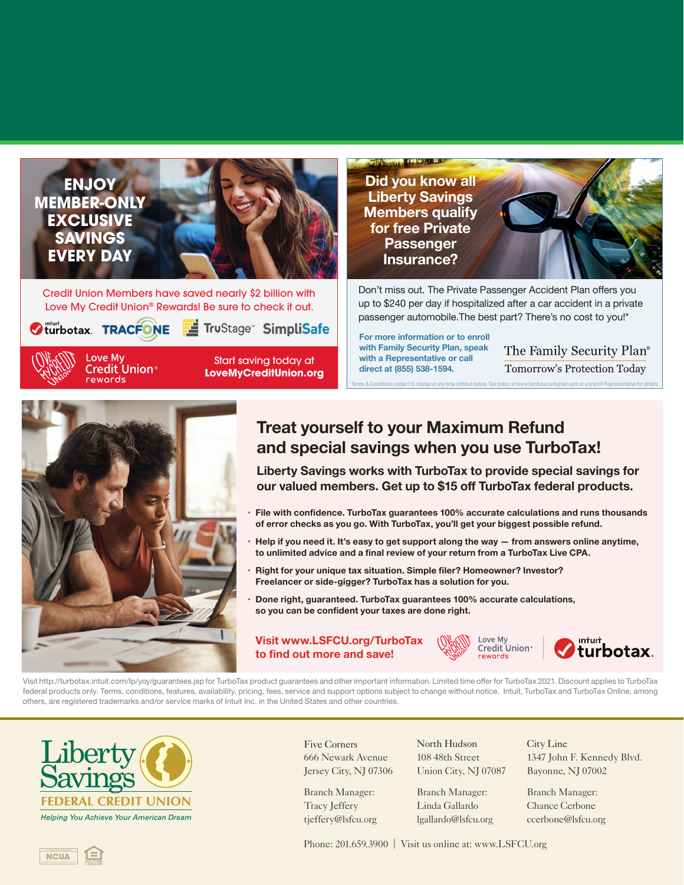## ENJOY MEMBER-ONLY EXCLUSIVE SAVINGS EVERY DAY

Credit Union Members have saved nearly $2 billion with Love My Credit Union® Rewards! Be sure to check it out.

turbotax. TRACFONE TruStage™ SimpliSafe

Love My Credit Union® rewards

Start saving today at **LoveMyCreditUnion.org**

## Did you know all Liberty Savings Members qualify for free Private Passenger Insurance?

Don't miss out. The Private Passenger Accident Plan offers you up to $240 per day if hospitalized after a car accident in a private passenger automobile.The best part? There's no cost to you!*

**For more information or to enroll with Family Security Plan, speak with a Representative or call direct at (855) 538-1594.**

The Family Security Plan®
Tomorrow's Protection Today

*Terms & Conditions subject to change at any time without notice. See policy at www.familysecurityplan.com or a branch Representative for details.

## Treat yourself to your Maximum Refund and special savings when you use TurboTax!

**Liberty Savings works with TurboTax to provide special savings for our valued members. Get up to $15 off TurboTax federal products.**

- **File with confidence. TurboTax guarantees 100% accurate calculations and runs thousands of error checks as you go. With TurboTax, you'll get your biggest possible refund.**
- **Help if you need it. It's easy to get support along the way — from answers online anytime, to unlimited advice and a final review of your return from a TurboTax Live CPA.**
- **Right for your unique tax situation. Simple filer? Homeowner? Investor? Freelancer or side-gigger? TurboTax has a solution for you.**
- **Done right, guaranteed. TurboTax guarantees 100% accurate calculations, so you can be confident your taxes are done right.**

**Visit www.LSFCU.org/TurboTax to find out more and save!**

Love My Credit Union® rewards | intuit turbotax.

Visit http://turbotax.intuit.com/lp/yoy/guarantees.jsp for TurboTax product guarantees and other important information. Limited time offer for TurboTax 2021. Discount applies to TurboTax federal products only. Terms, conditions, features, availability, pricing, fees, service and support options subject to change without notice. Intuit, TurboTax and TurboTax Online, among others, are registered trademarks and/or service marks of Intuit Inc. in the United States and other countries.

Liberty Savings
FEDERAL CREDIT UNION
*Helping You Achieve Your American Dream*

Five Corners
666 Newark Avenue
Jersey City, NJ 07306

Branch Manager:
Tracy Jeffery
tjeffery@lsfcu.org

North Hudson
108 48th Street
Union City, NJ 07087

Branch Manager:
Linda Gallardo
lgallardo@lsfcu.org

City Line
1347 John F. Kennedy Blvd.
Bayonne, NJ 07002

Branch Manager:
Chance Cerbone
ccerbone@lsfcu.org

Phone: 201.659.3900 | Visit us online at: www.LSFCU.org

NCUA | Equal Housing Lender